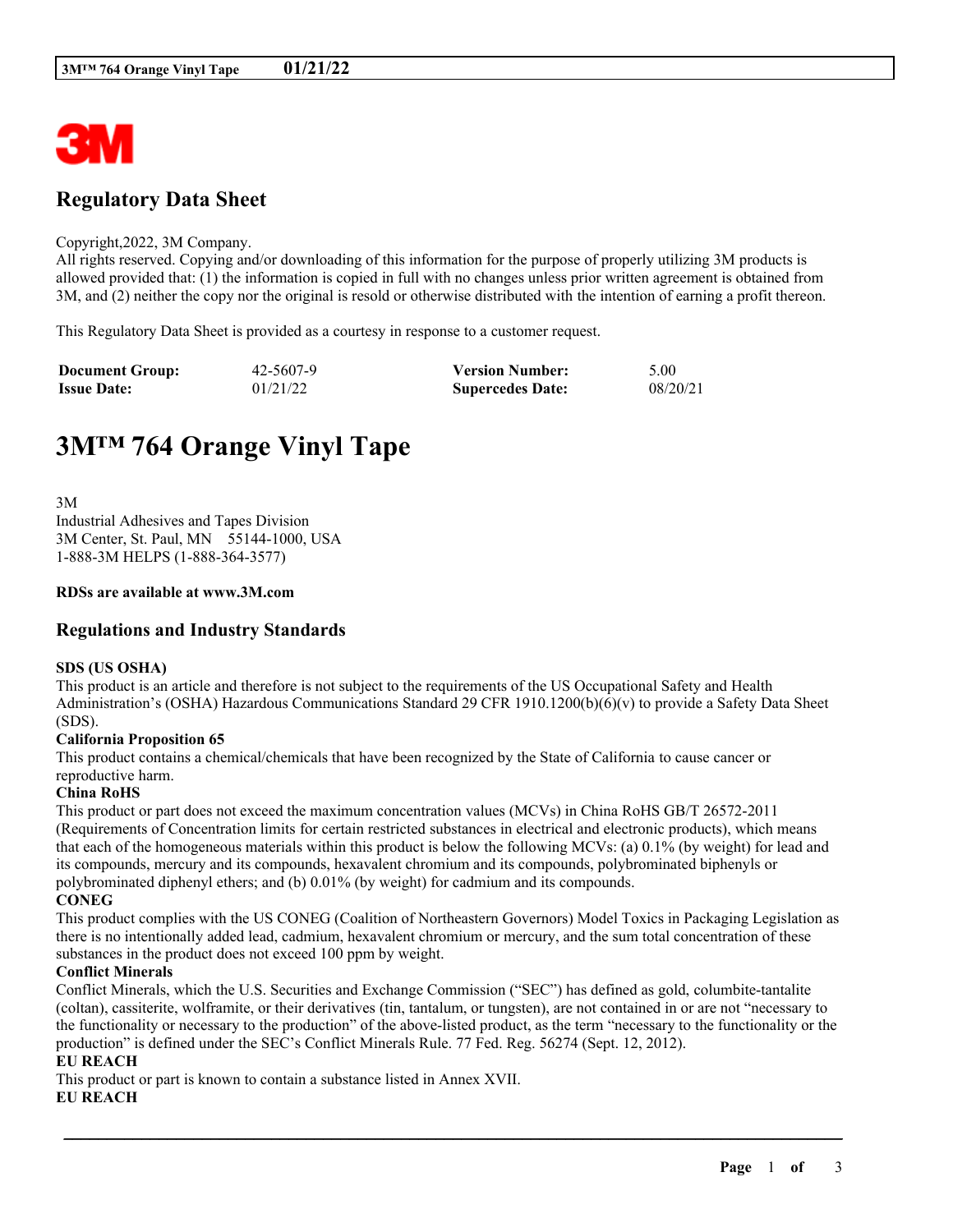# Regulatory Data Sheet

Copyright,2022, 3M Company.
All rights reserved. Copying and/or downloading of this information for the purpose of properly utilizing 3M products is allowed provided that: (1) the information is copied in full with no changes unless prior written agreement is obtained from 3M, and (2) neither the copy nor the original is resold or otherwise distributed with the intention of earning a profit thereon.

This Regulatory Data Sheet is provided as a courtesy in response to a customer request.

| **Document Group:** | 42-5607-9 | **Version Number:** | 5.00 |
|---|---|---|---|
| **Issue Date:** | 01/21/22 | **Supercedes Date:** | 08/20/21 |

# 3M™ 764 Orange Vinyl Tape

3M
Industrial Adhesives and Tapes Division
3M Center, St. Paul, MN 55144-1000, USA
1-888-3M HELPS (1-888-364-3577)

**RDSs are available at www.3M.com**

## Regulations and Industry Standards

**SDS (US OSHA)**
This product is an article and therefore is not subject to the requirements of the US Occupational Safety and Health Administration's (OSHA) Hazardous Communications Standard 29 CFR 1910.1200(b)(6)(v) to provide a Safety Data Sheet (SDS).

**California Proposition 65**
This product contains a chemical/chemicals that have been recognized by the State of California to cause cancer or reproductive harm.

**China RoHS**
This product or part does not exceed the maximum concentration values (MCVs) in China RoHS GB/T 26572-2011 (Requirements of Concentration limits for certain restricted substances in electrical and electronic products), which means that each of the homogeneous materials within this product is below the following MCVs: (a) 0.1% (by weight) for lead and its compounds, mercury and its compounds, hexavalent chromium and its compounds, polybrominated biphenyls or polybrominated diphenyl ethers; and (b) 0.01% (by weight) for cadmium and its compounds.

**CONEG**
This product complies with the US CONEG (Coalition of Northeastern Governors) Model Toxics in Packaging Legislation as there is no intentionally added lead, cadmium, hexavalent chromium or mercury, and the sum total concentration of these substances in the product does not exceed 100 ppm by weight.

**Conflict Minerals**
Conflict Minerals, which the U.S. Securities and Exchange Commission ("SEC") has defined as gold, columbite-tantalite (coltan), cassiterite, wolframite, or their derivatives (tin, tantalum, or tungsten), are not contained in or are not "necessary to the functionality or necessary to the production" of the above-listed product, as the term "necessary to the functionality or the production" is defined under the SEC's Conflict Minerals Rule. 77 Fed. Reg. 56274 (Sept. 12, 2012).

**EU REACH**
This product or part is known to contain a substance listed in Annex XVII.

**EU REACH**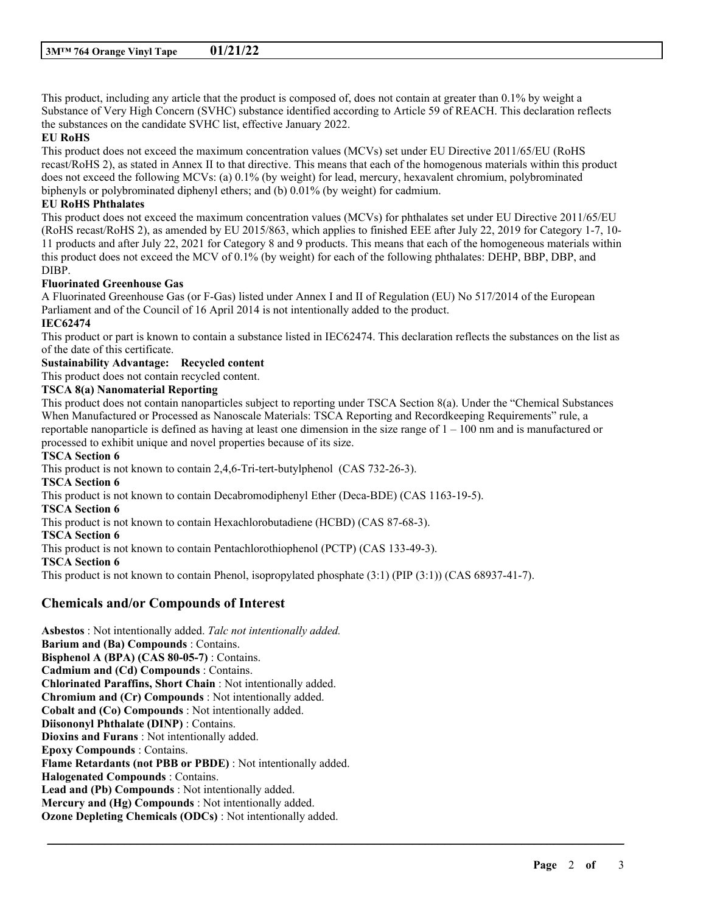This product, including any article that the product is composed of, does not contain at greater than 0.1% by weight a Substance of Very High Concern (SVHC) substance identified according to Article 59 of REACH. This declaration reflects the substances on the candidate SVHC list, effective January 2022.

**EU RoHS**

This product does not exceed the maximum concentration values (MCVs) set under EU Directive 2011/65/EU (RoHS recast/RoHS 2), as stated in Annex II to that directive. This means that each of the homogenous materials within this product does not exceed the following MCVs: (a) 0.1% (by weight) for lead, mercury, hexavalent chromium, polybrominated biphenyls or polybrominated diphenyl ethers; and (b) 0.01% (by weight) for cadmium.

**EU RoHS Phthalates**

This product does not exceed the maximum concentration values (MCVs) for phthalates set under EU Directive 2011/65/EU (RoHS recast/RoHS 2), as amended by EU 2015/863, which applies to finished EEE after July 22, 2019 for Category 1-7, 10-11 products and after July 22, 2021 for Category 8 and 9 products. This means that each of the homogeneous materials within this product does not exceed the MCV of 0.1% (by weight) for each of the following phthalates: DEHP, BBP, DBP, and DIBP.

**Fluorinated Greenhouse Gas**

A Fluorinated Greenhouse Gas (or F-Gas) listed under Annex I and II of Regulation (EU) No 517/2014 of the European Parliament and of the Council of 16 April 2014 is not intentionally added to the product.

**IEC62474**

This product or part is known to contain a substance listed in IEC62474. This declaration reflects the substances on the list as of the date of this certificate.

**Sustainability Advantage: Recycled content**

This product does not contain recycled content.

**TSCA 8(a) Nanomaterial Reporting**

This product does not contain nanoparticles subject to reporting under TSCA Section 8(a). Under the "Chemical Substances When Manufactured or Processed as Nanoscale Materials: TSCA Reporting and Recordkeeping Requirements" rule, a reportable nanoparticle is defined as having at least one dimension in the size range of 1 – 100 nm and is manufactured or processed to exhibit unique and novel properties because of its size.

**TSCA Section 6**

This product is not known to contain 2,4,6-Tri-tert-butylphenol (CAS 732-26-3).

**TSCA Section 6**

This product is not known to contain Decabromodiphenyl Ether (Deca-BDE) (CAS 1163-19-5).

**TSCA Section 6**

This product is not known to contain Hexachlorobutadiene (HCBD) (CAS 87-68-3).

**TSCA Section 6**

This product is not known to contain Pentachlorothiophenol (PCTP) (CAS 133-49-3).

**TSCA Section 6**

This product is not known to contain Phenol, isopropylated phosphate (3:1) (PIP (3:1)) (CAS 68937-41-7).

## Chemicals and/or Compounds of Interest

**Asbestos** : Not intentionally added. *Talc not intentionally added.*
**Barium and (Ba) Compounds** : Contains.
**Bisphenol A (BPA) (CAS 80-05-7)** : Contains.
**Cadmium and (Cd) Compounds** : Contains.
**Chlorinated Paraffins, Short Chain** : Not intentionally added.
**Chromium and (Cr) Compounds** : Not intentionally added.
**Cobalt and (Co) Compounds** : Not intentionally added.
**Diisononyl Phthalate (DINP)** : Contains.
**Dioxins and Furans** : Not intentionally added.
**Epoxy Compounds** : Contains.
**Flame Retardants (not PBB or PBDE)** : Not intentionally added.
**Halogenated Compounds** : Contains.
**Lead and (Pb) Compounds** : Not intentionally added.
**Mercury and (Hg) Compounds** : Not intentionally added.
**Ozone Depleting Chemicals (ODCs)** : Not intentionally added.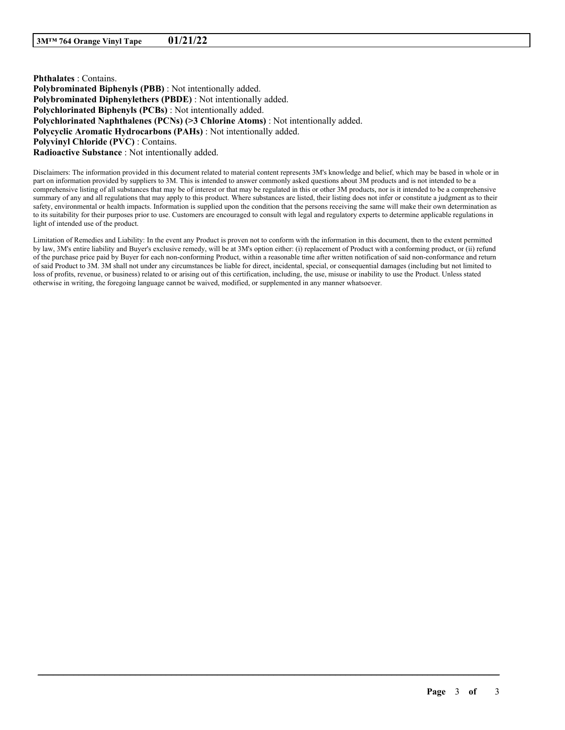**Phthalates** : Contains.
**Polybrominated Biphenyls (PBB)** : Not intentionally added.
**Polybrominated Diphenylethers (PBDE)** : Not intentionally added.
**Polychlorinated Biphenyls (PCBs)** : Not intentionally added.
**Polychlorinated Naphthalenes (PCNs) (>3 Chlorine Atoms)** : Not intentionally added.
**Polycyclic Aromatic Hydrocarbons (PAHs)** : Not intentionally added.
**Polyvinyl Chloride (PVC)** : Contains.
**Radioactive Substance** : Not intentionally added.

Disclaimers: The information provided in this document related to material content represents 3M's knowledge and belief, which may be based in whole or in part on information provided by suppliers to 3M. This is intended to answer commonly asked questions about 3M products and is not intended to be a comprehensive listing of all substances that may be of interest or that may be regulated in this or other 3M products, nor is it intended to be a comprehensive summary of any and all regulations that may apply to this product. Where substances are listed, their listing does not infer or constitute a judgment as to their safety, environmental or health impacts. Information is supplied upon the condition that the persons receiving the same will make their own determination as to its suitability for their purposes prior to use. Customers are encouraged to consult with legal and regulatory experts to determine applicable regulations in light of intended use of the product.

Limitation of Remedies and Liability: In the event any Product is proven not to conform with the information in this document, then to the extent permitted by law, 3M's entire liability and Buyer's exclusive remedy, will be at 3M's option either: (i) replacement of Product with a conforming product, or (ii) refund of the purchase price paid by Buyer for each non-conforming Product, within a reasonable time after written notification of said non-conformance and return of said Product to 3M. 3M shall not under any circumstances be liable for direct, incidental, special, or consequential damages (including but not limited to loss of profits, revenue, or business) related to or arising out of this certification, including, the use, misuse or inability to use the Product. Unless stated otherwise in writing, the foregoing language cannot be waived, modified, or supplemented in any manner whatsoever.